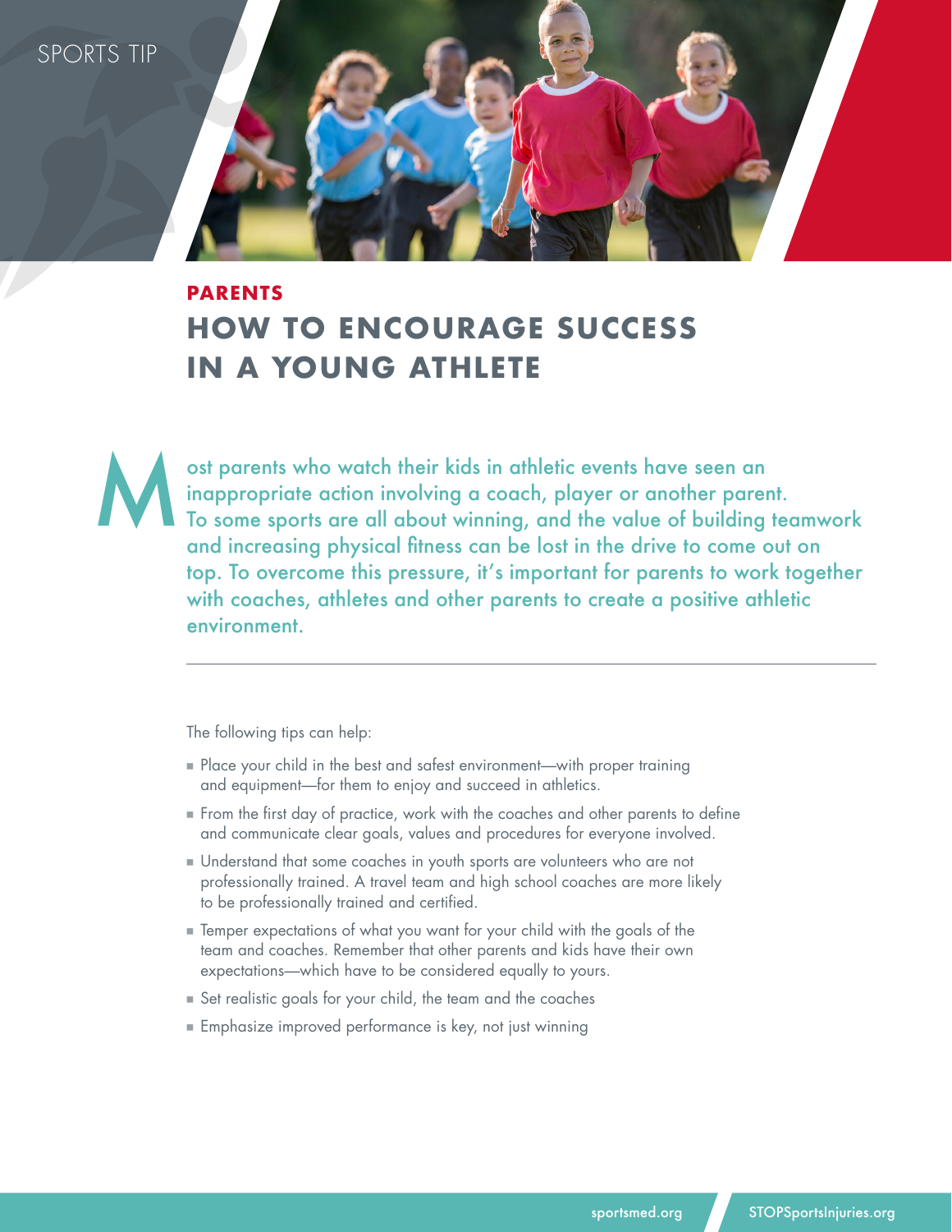SPORTS TIP

**PARENTS**

# HOW TO ENCOURAGE SUCCESS IN A YOUNG ATHLETE

Most parents who watch their kids in athletic events have seen an inappropriate action involving a coach, player or another parent. To some sports are all about winning, and the value of building teamwork and increasing physical fitness can be lost in the drive to come out on top. To overcome this pressure, it's important for parents to work together with coaches, athletes and other parents to create a positive athletic environment.

---

The following tips can help:

- Place your child in the best and safest environment—with proper training and equipment—for them to enjoy and succeed in athletics.
- From the first day of practice, work with the coaches and other parents to define and communicate clear goals, values and procedures for everyone involved.
- Understand that some coaches in youth sports are volunteers who are not professionally trained. A travel team and high school coaches are more likely to be professionally trained and certified.
- Temper expectations of what you want for your child with the goals of the team and coaches. Remember that other parents and kids have their own expectations—which have to be considered equally to yours.
- Set realistic goals for your child, the team and the coaches
- Emphasize improved performance is key, not just winning

sportsmed.org STOPSportsInjuries.org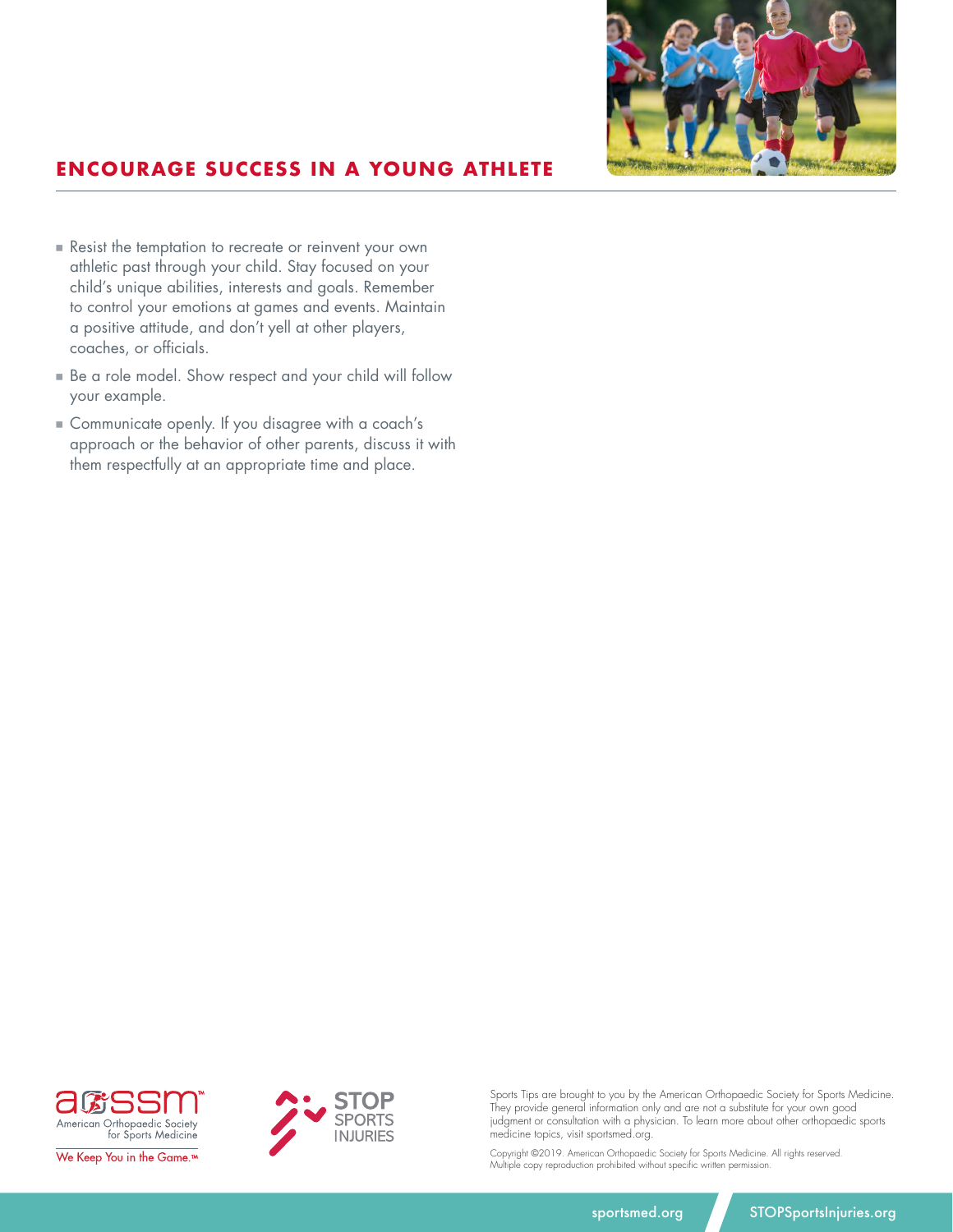## ENCOURAGE SUCCESS IN A YOUNG ATHLETE

- Resist the temptation to recreate or reinvent your own athletic past through your child. Stay focused on your child's unique abilities, interests and goals. Remember to control your emotions at games and events. Maintain a positive attitude, and don't yell at other players, coaches, or officials.
- Be a role model. Show respect and your child will follow your example.
- Communicate openly. If you disagree with a coach's approach or the behavior of other parents, discuss it with them respectfully at an appropriate time and place.

aossm American Orthopaedic Society for Sports Medicine

We Keep You in the Game.™

STOP SPORTS INJURIES

Sports Tips are brought to you by the American Orthopaedic Society for Sports Medicine. They provide general information only and are not a substitute for your own good judgment or consultation with a physician. To learn more about other orthopaedic sports medicine topics, visit sportsmed.org.

Copyright ©2019. American Orthopaedic Society for Sports Medicine. All rights reserved. Multiple copy reproduction prohibited without specific written permission.

sportsmed.org STOPSportsInjuries.org